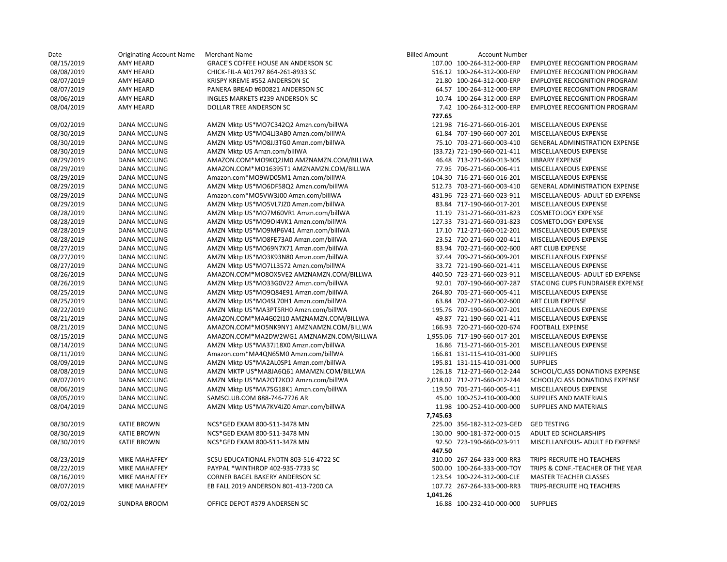| Date | Originating Account Name | Merchant Name | Billed Amount | Account Number | |
|---|---|---|---|---|---|
| 08/15/2019 | AMY HEARD | GRACE'S COFFEE HOUSE AN ANDERSON SC | 107.00 | 100-264-312-000-ERP | EMPLOYEE RECOGNITION PROGRAM |
| 08/08/2019 | AMY HEARD | CHICK-FIL-A #01797 864-261-8933 SC | 516.12 | 100-264-312-000-ERP | EMPLOYEE RECOGNITION PROGRAM |
| 08/07/2019 | AMY HEARD | KRISPY KREME #552 ANDERSON SC | 21.80 | 100-264-312-000-ERP | EMPLOYEE RECOGNITION PROGRAM |
| 08/07/2019 | AMY HEARD | PANERA BREAD #600821 ANDERSON SC | 64.57 | 100-264-312-000-ERP | EMPLOYEE RECOGNITION PROGRAM |
| 08/06/2019 | AMY HEARD | INGLES MARKETS #239 ANDERSON SC | 10.74 | 100-264-312-000-ERP | EMPLOYEE RECOGNITION PROGRAM |
| 08/04/2019 | AMY HEARD | DOLLAR TREE ANDERSON SC | 7.42 | 100-264-312-000-ERP | EMPLOYEE RECOGNITION PROGRAM |
| | | | **727.65** | | |
| 09/02/2019 | DANA MCCLUNG | AMZN Mktp US*MO7C342Q2 Amzn.com/billWA | 121.98 | 716-271-660-016-201 | MISCELLANEOUS EXPENSE |
| 08/30/2019 | DANA MCCLUNG | AMZN Mktp US*MO4LJ3AB0 Amzn.com/billWA | 61.84 | 707-190-660-007-201 | MISCELLANEOUS EXPENSE |
| 08/30/2019 | DANA MCCLUNG | AMZN Mktp US*MO8JJ3TG0 Amzn.com/billWA | 75.10 | 703-271-660-003-410 | GENERAL ADMINISTRATION EXPENSE |
| 08/30/2019 | DANA MCCLUNG | AMZN Mktp US Amzn.com/billWA | (33.72) | 721-190-660-021-411 | MISCELLANEOUS EXPENSE |
| 08/29/2019 | DANA MCCLUNG | AMAZON.COM*MO9KQ2JM0 AMZNAMZN.COM/BILLWA | 46.48 | 713-271-660-013-305 | LIBRARY EXPENSE |
| 08/29/2019 | DANA MCCLUNG | AMAZON.COM*MO16395T1 AMZNAMZN.COM/BILLWA | 77.95 | 706-271-660-006-411 | MISCELLANEOUS EXPENSE |
| 08/29/2019 | DANA MCCLUNG | Amazon.com*MO9WD05M1 Amzn.com/billWA | 104.30 | 716-271-660-016-201 | MISCELLANEOUS EXPENSE |
| 08/29/2019 | DANA MCCLUNG | AMZN Mktp US*MO6DF58Q2 Amzn.com/billWA | 512.73 | 703-271-660-003-410 | GENERAL ADMINISTRATION EXPENSE |
| 08/29/2019 | DANA MCCLUNG | Amazon.com*MO5VW3J00 Amzn.com/billWA | 431.96 | 723-271-660-023-911 | MISCELLANEOUS- ADULT ED EXPENSE |
| 08/29/2019 | DANA MCCLUNG | AMZN Mktp US*MO5VL7JZ0 Amzn.com/billWA | 83.84 | 717-190-660-017-201 | MISCELLANEOUS EXPENSE |
| 08/28/2019 | DANA MCCLUNG | AMZN Mktp US*MO7M60VR1 Amzn.com/billWA | 11.19 | 731-271-660-031-823 | COSMETOLOGY EXPENSE |
| 08/28/2019 | DANA MCCLUNG | AMZN Mktp US*MO9OI4VK1 Amzn.com/billWA | 127.33 | 731-271-660-031-823 | COSMETOLOGY EXPENSE |
| 08/28/2019 | DANA MCCLUNG | AMZN Mktp US*MO9MP6V41 Amzn.com/billWA | 17.10 | 712-271-660-012-201 | MISCELLANEOUS EXPENSE |
| 08/28/2019 | DANA MCCLUNG | AMZN Mktp US*MO8FE73A0 Amzn.com/billWA | 23.52 | 720-271-660-020-411 | MISCELLANEOUS EXPENSE |
| 08/27/2019 | DANA MCCLUNG | AMZN Mktp US*MO69N7X71 Amzn.com/billWA | 83.94 | 702-271-660-002-600 | ART CLUB EXPENSE |
| 08/27/2019 | DANA MCCLUNG | AMZN Mktp US*MO3K93N80 Amzn.com/billWA | 37.44 | 709-271-660-009-201 | MISCELLANEOUS EXPENSE |
| 08/27/2019 | DANA MCCLUNG | AMZN Mktp US*MO7LL3572 Amzn.com/billWA | 33.72 | 721-190-660-021-411 | MISCELLANEOUS EXPENSE |
| 08/26/2019 | DANA MCCLUNG | AMAZON.COM*MO8OX5VE2 AMZNAMZN.COM/BILLWA | 440.50 | 723-271-660-023-911 | MISCELLANEOUS- ADULT ED EXPENSE |
| 08/26/2019 | DANA MCCLUNG | AMZN Mktp US*MO33G0V22 Amzn.com/billWA | 92.01 | 707-190-660-007-287 | STACKING CUPS FUNDRAISER EXPENSE |
| 08/25/2019 | DANA MCCLUNG | AMZN Mktp US*MO9Q84E91 Amzn.com/billWA | 264.80 | 705-271-660-005-411 | MISCELLANEOUS EXPENSE |
| 08/25/2019 | DANA MCCLUNG | AMZN Mktp US*MO4SL70H1 Amzn.com/billWA | 63.84 | 702-271-660-002-600 | ART CLUB EXPENSE |
| 08/22/2019 | DANA MCCLUNG | AMZN Mktp US*MA3PT5RH0 Amzn.com/billWA | 195.76 | 707-190-660-007-201 | MISCELLANEOUS EXPENSE |
| 08/21/2019 | DANA MCCLUNG | AMAZON.COM*MA4G02I10 AMZNAMZN.COM/BILLWA | 49.87 | 721-190-660-021-411 | MISCELLANEOUS EXPENSE |
| 08/21/2019 | DANA MCCLUNG | AMAZON.COM*MO5NK9NY1 AMZNAMZN.COM/BILLWA | 166.93 | 720-271-660-020-674 | FOOTBALL EXPENSE |
| 08/15/2019 | DANA MCCLUNG | AMAZON.COM*MA2DW2WG1 AMZNAMZN.COM/BILLWA | 1,955.06 | 717-190-660-017-201 | MISCELLANEOUS EXPENSE |
| 08/14/2019 | DANA MCCLUNG | AMZN Mktp US*MA37J18X0 Amzn.com/billWA | 16.86 | 715-271-660-015-201 | MISCELLANEOUS EXPENSE |
| 08/11/2019 | DANA MCCLUNG | Amazon.com*MA4QN65M0 Amzn.com/billWA | 166.81 | 131-115-410-031-000 | SUPPLIES |
| 08/09/2019 | DANA MCCLUNG | AMZN Mktp US*MA2AL0SP1 Amzn.com/billWA | 195.81 | 131-115-410-031-000 | SUPPLIES |
| 08/08/2019 | DANA MCCLUNG | AMZN MKTP US*MA8JA6Q61 AMAMZN.COM/BILLWA | 126.18 | 712-271-660-012-244 | SCHOOL/CLASS DONATIONS EXPENSE |
| 08/07/2019 | DANA MCCLUNG | AMZN Mktp US*MA2OT2KO2 Amzn.com/billWA | 2,018.02 | 712-271-660-012-244 | SCHOOL/CLASS DONATIONS EXPENSE |
| 08/06/2019 | DANA MCCLUNG | AMZN Mktp US*MA75G18K1 Amzn.com/billWA | 119.50 | 705-271-660-005-411 | MISCELLANEOUS EXPENSE |
| 08/05/2019 | DANA MCCLUNG | SAMSCLUB.COM 888-746-7726 AR | 45.00 | 100-252-410-000-000 | SUPPLIES AND MATERIALS |
| 08/04/2019 | DANA MCCLUNG | AMZN Mktp US*MA7KV4JZ0 Amzn.com/billWA | 11.98 | 100-252-410-000-000 | SUPPLIES AND MATERIALS |
| | | | **7,745.63** | | |
| 08/30/2019 | KATIE BROWN | NCS*GED EXAM 800-511-3478 MN | 225.00 | 356-182-312-023-GED | GED TESTING |
| 08/30/2019 | KATIE BROWN | NCS*GED EXAM 800-511-3478 MN | 130.00 | 900-181-372-000-015 | ADULT ED SCHOLARSHIPS |
| 08/30/2019 | KATIE BROWN | NCS*GED EXAM 800-511-3478 MN | 92.50 | 723-190-660-023-911 | MISCELLANEOUS- ADULT ED EXPENSE |
| | | | **447.50** | | |
| 08/23/2019 | MIKE MAHAFFEY | SCSU EDUCATIONAL FNDTN 803-516-4722 SC | 310.00 | 267-264-333-000-RR3 | TRIPS-RECRUITE HQ TEACHERS |
| 08/22/2019 | MIKE MAHAFFEY | PAYPAL *WINTHROP 402-935-7733 SC | 500.00 | 100-264-333-000-TOY | TRIPS & CONF.-TEACHER OF THE YEAR |
| 08/16/2019 | MIKE MAHAFFEY | CORNER BAGEL BAKERY ANDERSON SC | 123.54 | 100-224-312-000-CLE | MASTER TEACHER CLASSES |
| 08/07/2019 | MIKE MAHAFFEY | EB FALL 2019 ANDERSON 801-413-7200 CA | 107.72 | 267-264-333-000-RR3 | TRIPS-RECRUITE HQ TEACHERS |
| | | | **1,041.26** | | |
| 09/02/2019 | SUNDRA BROOM | OFFICE DEPOT #379 ANDERSEN SC | 16.88 | 100-232-410-000-000 | SUPPLIES |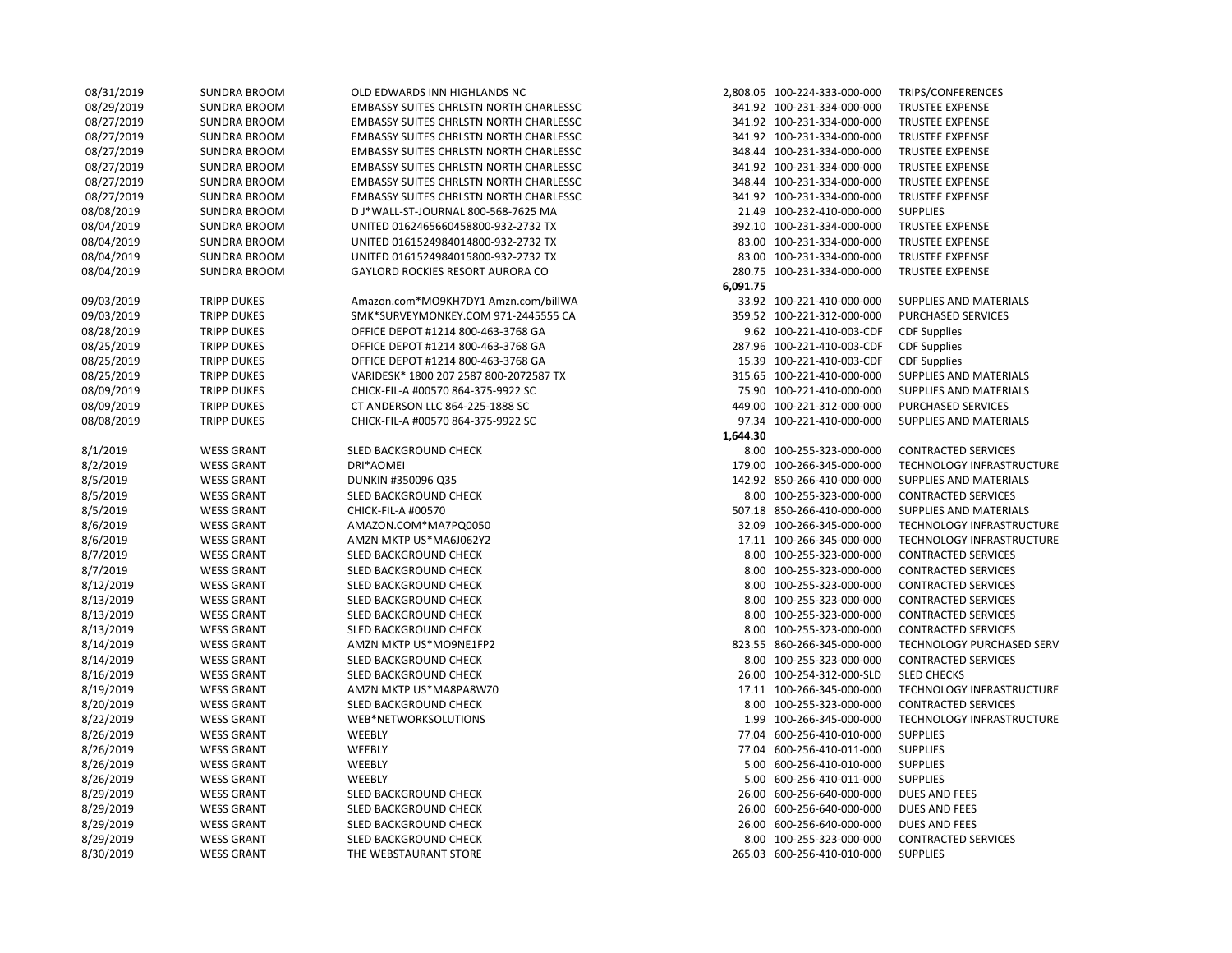| Date | Name | Vendor | Amount | Account | Description |
|---|---|---|---|---|---|
| 08/31/2019 | SUNDRA BROOM | OLD EDWARDS INN HIGHLANDS NC | 2,808.05 | 100-224-333-000-000 | TRIPS/CONFERENCES |
| 08/29/2019 | SUNDRA BROOM | EMBASSY SUITES CHRLSTN NORTH CHARLESSC | 341.92 | 100-231-334-000-000 | TRUSTEE EXPENSE |
| 08/27/2019 | SUNDRA BROOM | EMBASSY SUITES CHRLSTN NORTH CHARLESSC | 341.92 | 100-231-334-000-000 | TRUSTEE EXPENSE |
| 08/27/2019 | SUNDRA BROOM | EMBASSY SUITES CHRLSTN NORTH CHARLESSC | 341.92 | 100-231-334-000-000 | TRUSTEE EXPENSE |
| 08/27/2019 | SUNDRA BROOM | EMBASSY SUITES CHRLSTN NORTH CHARLESSC | 348.44 | 100-231-334-000-000 | TRUSTEE EXPENSE |
| 08/27/2019 | SUNDRA BROOM | EMBASSY SUITES CHRLSTN NORTH CHARLESSC | 341.92 | 100-231-334-000-000 | TRUSTEE EXPENSE |
| 08/27/2019 | SUNDRA BROOM | EMBASSY SUITES CHRLSTN NORTH CHARLESSC | 348.44 | 100-231-334-000-000 | TRUSTEE EXPENSE |
| 08/27/2019 | SUNDRA BROOM | EMBASSY SUITES CHRLSTN NORTH CHARLESSC | 341.92 | 100-231-334-000-000 | TRUSTEE EXPENSE |
| 08/08/2019 | SUNDRA BROOM | D J*WALL-ST-JOURNAL 800-568-7625 MA | 21.49 | 100-232-410-000-000 | SUPPLIES |
| 08/04/2019 | SUNDRA BROOM | UNITED 0162465660458800-932-2732 TX | 392.10 | 100-231-334-000-000 | TRUSTEE EXPENSE |
| 08/04/2019 | SUNDRA BROOM | UNITED 0161524984014800-932-2732 TX | 83.00 | 100-231-334-000-000 | TRUSTEE EXPENSE |
| 08/04/2019 | SUNDRA BROOM | UNITED 0161524984015800-932-2732 TX | 83.00 | 100-231-334-000-000 | TRUSTEE EXPENSE |
| 08/04/2019 | SUNDRA BROOM | GAYLORD ROCKIES RESORT AURORA CO | 280.75 | 100-231-334-000-000 | TRUSTEE EXPENSE |
| | | | 6,091.75 | | |
| 09/03/2019 | TRIPP DUKES | Amazon.com*MO9KH7DY1 Amzn.com/billWA | 33.92 | 100-221-410-000-000 | SUPPLIES AND MATERIALS |
| 09/03/2019 | TRIPP DUKES | SMK*SURVEYMONKEY.COM 971-2445555 CA | 359.52 | 100-221-312-000-000 | PURCHASED SERVICES |
| 08/28/2019 | TRIPP DUKES | OFFICE DEPOT #1214 800-463-3768 GA | 9.62 | 100-221-410-003-CDF | CDF Supplies |
| 08/25/2019 | TRIPP DUKES | OFFICE DEPOT #1214 800-463-3768 GA | 287.96 | 100-221-410-003-CDF | CDF Supplies |
| 08/25/2019 | TRIPP DUKES | OFFICE DEPOT #1214 800-463-3768 GA | 15.39 | 100-221-410-003-CDF | CDF Supplies |
| 08/25/2019 | TRIPP DUKES | VARIDESK* 1800 207 2587 800-2072587 TX | 315.65 | 100-221-410-000-000 | SUPPLIES AND MATERIALS |
| 08/09/2019 | TRIPP DUKES | CHICK-FIL-A #00570 864-375-9922 SC | 75.90 | 100-221-410-000-000 | SUPPLIES AND MATERIALS |
| 08/09/2019 | TRIPP DUKES | CT ANDERSON LLC 864-225-1888 SC | 449.00 | 100-221-312-000-000 | PURCHASED SERVICES |
| 08/08/2019 | TRIPP DUKES | CHICK-FIL-A #00570 864-375-9922 SC | 97.34 | 100-221-410-000-000 | SUPPLIES AND MATERIALS |
| | | | 1,644.30 | | |
| 8/1/2019 | WESS GRANT | SLED BACKGROUND CHECK | 8.00 | 100-255-323-000-000 | CONTRACTED SERVICES |
| 8/2/2019 | WESS GRANT | DRI*AOMEI | 179.00 | 100-266-345-000-000 | TECHNOLOGY INFRASTRUCTURE |
| 8/5/2019 | WESS GRANT | DUNKIN #350096 Q35 | 142.92 | 850-266-410-000-000 | SUPPLIES AND MATERIALS |
| 8/5/2019 | WESS GRANT | SLED BACKGROUND CHECK | 8.00 | 100-255-323-000-000 | CONTRACTED SERVICES |
| 8/5/2019 | WESS GRANT | CHICK-FIL-A #00570 | 507.18 | 850-266-410-000-000 | SUPPLIES AND MATERIALS |
| 8/6/2019 | WESS GRANT | AMAZON.COM*MA7PQ0050 | 32.09 | 100-266-345-000-000 | TECHNOLOGY INFRASTRUCTURE |
| 8/6/2019 | WESS GRANT | AMZN MKTP US*MA6J062Y2 | 17.11 | 100-266-345-000-000 | TECHNOLOGY INFRASTRUCTURE |
| 8/7/2019 | WESS GRANT | SLED BACKGROUND CHECK | 8.00 | 100-255-323-000-000 | CONTRACTED SERVICES |
| 8/7/2019 | WESS GRANT | SLED BACKGROUND CHECK | 8.00 | 100-255-323-000-000 | CONTRACTED SERVICES |
| 8/12/2019 | WESS GRANT | SLED BACKGROUND CHECK | 8.00 | 100-255-323-000-000 | CONTRACTED SERVICES |
| 8/13/2019 | WESS GRANT | SLED BACKGROUND CHECK | 8.00 | 100-255-323-000-000 | CONTRACTED SERVICES |
| 8/13/2019 | WESS GRANT | SLED BACKGROUND CHECK | 8.00 | 100-255-323-000-000 | CONTRACTED SERVICES |
| 8/13/2019 | WESS GRANT | SLED BACKGROUND CHECK | 8.00 | 100-255-323-000-000 | CONTRACTED SERVICES |
| 8/14/2019 | WESS GRANT | AMZN MKTP US*MO9NE1FP2 | 823.55 | 860-266-345-000-000 | TECHNOLOGY PURCHASED SERV |
| 8/14/2019 | WESS GRANT | SLED BACKGROUND CHECK | 8.00 | 100-255-323-000-000 | CONTRACTED SERVICES |
| 8/16/2019 | WESS GRANT | SLED BACKGROUND CHECK | 26.00 | 100-254-312-000-SLD | SLED CHECKS |
| 8/19/2019 | WESS GRANT | AMZN MKTP US*MA8PA8WZ0 | 17.11 | 100-266-345-000-000 | TECHNOLOGY INFRASTRUCTURE |
| 8/20/2019 | WESS GRANT | SLED BACKGROUND CHECK | 8.00 | 100-255-323-000-000 | CONTRACTED SERVICES |
| 8/22/2019 | WESS GRANT | WEB*NETWORKSOLUTIONS | 1.99 | 100-266-345-000-000 | TECHNOLOGY INFRASTRUCTURE |
| 8/26/2019 | WESS GRANT | WEEBLY | 77.04 | 600-256-410-010-000 | SUPPLIES |
| 8/26/2019 | WESS GRANT | WEEBLY | 77.04 | 600-256-410-011-000 | SUPPLIES |
| 8/26/2019 | WESS GRANT | WEEBLY | 5.00 | 600-256-410-010-000 | SUPPLIES |
| 8/26/2019 | WESS GRANT | WEEBLY | 5.00 | 600-256-410-011-000 | SUPPLIES |
| 8/29/2019 | WESS GRANT | SLED BACKGROUND CHECK | 26.00 | 600-256-640-000-000 | DUES AND FEES |
| 8/29/2019 | WESS GRANT | SLED BACKGROUND CHECK | 26.00 | 600-256-640-000-000 | DUES AND FEES |
| 8/29/2019 | WESS GRANT | SLED BACKGROUND CHECK | 26.00 | 600-256-640-000-000 | DUES AND FEES |
| 8/29/2019 | WESS GRANT | SLED BACKGROUND CHECK | 8.00 | 100-255-323-000-000 | CONTRACTED SERVICES |
| 8/30/2019 | WESS GRANT | THE WEBSTAURANT STORE | 265.03 | 600-256-410-010-000 | SUPPLIES |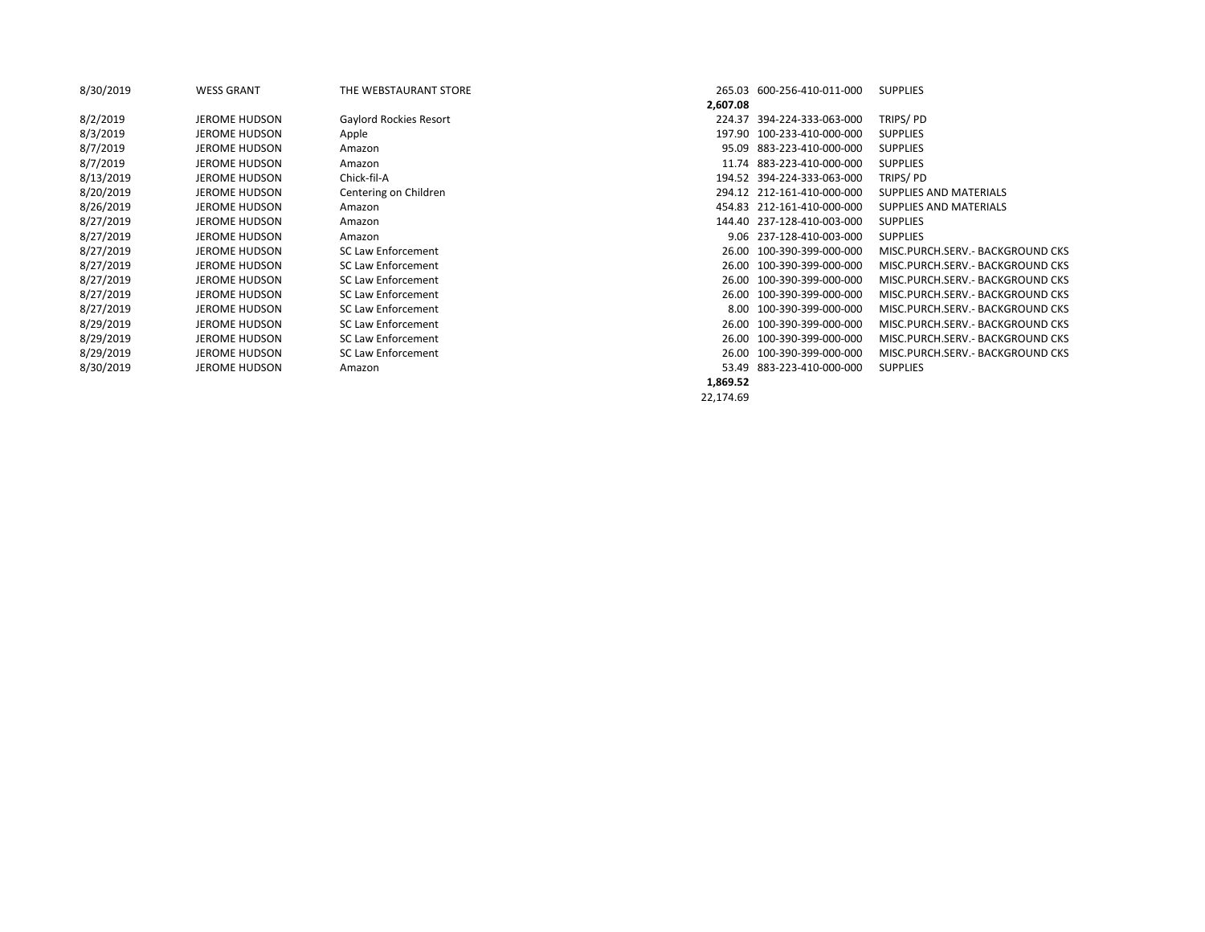| | | | | | |
|---|---|---|---|---|---|
| 8/30/2019 | WESS GRANT | THE WEBSTAURANT STORE | 265.03 | 600-256-410-011-000 | SUPPLIES |
| | | | **2,607.08** | | |
| 8/2/2019 | JEROME HUDSON | Gaylord Rockies Resort | 224.37 | 394-224-333-063-000 | TRIPS/ PD |
| 8/3/2019 | JEROME HUDSON | Apple | 197.90 | 100-233-410-000-000 | SUPPLIES |
| 8/7/2019 | JEROME HUDSON | Amazon | 95.09 | 883-223-410-000-000 | SUPPLIES |
| 8/7/2019 | JEROME HUDSON | Amazon | 11.74 | 883-223-410-000-000 | SUPPLIES |
| 8/13/2019 | JEROME HUDSON | Chick-fil-A | 194.52 | 394-224-333-063-000 | TRIPS/ PD |
| 8/20/2019 | JEROME HUDSON | Centering on Children | 294.12 | 212-161-410-000-000 | SUPPLIES AND MATERIALS |
| 8/26/2019 | JEROME HUDSON | Amazon | 454.83 | 212-161-410-000-000 | SUPPLIES AND MATERIALS |
| 8/27/2019 | JEROME HUDSON | Amazon | 144.40 | 237-128-410-003-000 | SUPPLIES |
| 8/27/2019 | JEROME HUDSON | Amazon | 9.06 | 237-128-410-003-000 | SUPPLIES |
| 8/27/2019 | JEROME HUDSON | SC Law Enforcement | 26.00 | 100-390-399-000-000 | MISC.PURCH.SERV.- BACKGROUND CKS |
| 8/27/2019 | JEROME HUDSON | SC Law Enforcement | 26.00 | 100-390-399-000-000 | MISC.PURCH.SERV.- BACKGROUND CKS |
| 8/27/2019 | JEROME HUDSON | SC Law Enforcement | 26.00 | 100-390-399-000-000 | MISC.PURCH.SERV.- BACKGROUND CKS |
| 8/27/2019 | JEROME HUDSON | SC Law Enforcement | 26.00 | 100-390-399-000-000 | MISC.PURCH.SERV.- BACKGROUND CKS |
| 8/27/2019 | JEROME HUDSON | SC Law Enforcement | 8.00 | 100-390-399-000-000 | MISC.PURCH.SERV.- BACKGROUND CKS |
| 8/29/2019 | JEROME HUDSON | SC Law Enforcement | 26.00 | 100-390-399-000-000 | MISC.PURCH.SERV.- BACKGROUND CKS |
| 8/29/2019 | JEROME HUDSON | SC Law Enforcement | 26.00 | 100-390-399-000-000 | MISC.PURCH.SERV.- BACKGROUND CKS |
| 8/29/2019 | JEROME HUDSON | SC Law Enforcement | 26.00 | 100-390-399-000-000 | MISC.PURCH.SERV.- BACKGROUND CKS |
| 8/30/2019 | JEROME HUDSON | Amazon | 53.49 | 883-223-410-000-000 | SUPPLIES |
| | | | **1,869.52** | | |
| | | | 22,174.69 | | |